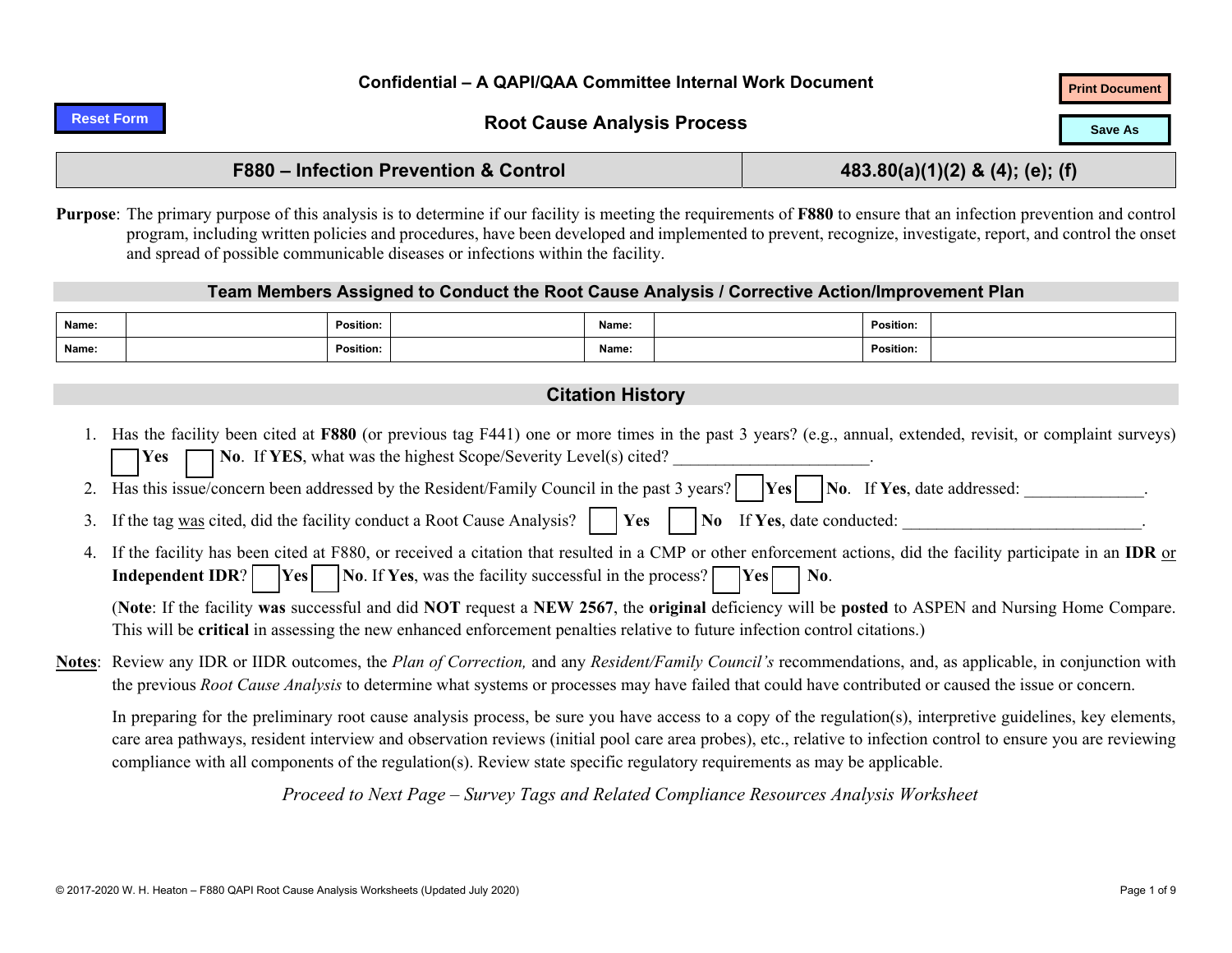**Confidential – A QAPI/QAA Committee Internal Work Document**

# Root Cause Analysis Process

| F880 – Infection Prevention & Control | 483.80(a)(1)(2) & (4); (e); (f) |
|---|---|

**Purpose**: The primary purpose of this analysis is to determine if our facility is meeting the requirements of **F880** to ensure that an infection prevention and control program, including written policies and procedures, have been developed and implemented to prevent, recognize, investigate, report, and control the onset and spread of possible communicable diseases or infections within the facility.

## Team Members Assigned to Conduct the Root Cause Analysis / Corrective Action/Improvement Plan

| Name: | | Position: | | Name: | | Position: | |
|---|---|---|---|---|---|---|---|
| Name: | | Position: | | Name: | | Position: | |

## Citation History

1. Has the facility been cited at **F880** (or previous tag F441) one or more times in the past 3 years? (e.g., annual, extended, revisit, or complaint surveys) ☐ **Yes** ☐ **No**. If **YES**, what was the highest Scope/Severity Level(s) cited? ______________________.
2. Has this issue/concern been addressed by the Resident/Family Council in the past 3 years? ☐ **Yes** ☐ **No**. If **Yes**, date addressed: ______________.
3. If the tag was cited, did the facility conduct a Root Cause Analysis? ☐ **Yes** ☐ **No** If **Yes**, date conducted: ___________________________.
4. If the facility has been cited at F880, or received a citation that resulted in a CMP or other enforcement actions, did the facility participate in an **IDR** or **Independent IDR**? ☐ **Yes** ☐ **No**. If **Yes**, was the facility successful in the process? ☐ **Yes** ☐ **No**.

   (**Note**: If the facility **was** successful and did **NOT** request a **NEW 2567**, the **original** deficiency will be **posted** to ASPEN and Nursing Home Compare. This will be **critical** in assessing the new enhanced enforcement penalties relative to future infection control citations.)

**Notes**: Review any IDR or IIDR outcomes, the *Plan of Correction,* and any *Resident/Family Council's* recommendations, and, as applicable, in conjunction with the previous *Root Cause Analysis* to determine what systems or processes may have failed that could have contributed or caused the issue or concern.

In preparing for the preliminary root cause analysis process, be sure you have access to a copy of the regulation(s), interpretive guidelines, key elements, care area pathways, resident interview and observation reviews (initial pool care area probes), etc., relative to infection control to ensure you are reviewing compliance with all components of the regulation(s). Review state specific regulatory requirements as may be applicable.

*Proceed to Next Page – Survey Tags and Related Compliance Resources Analysis Worksheet*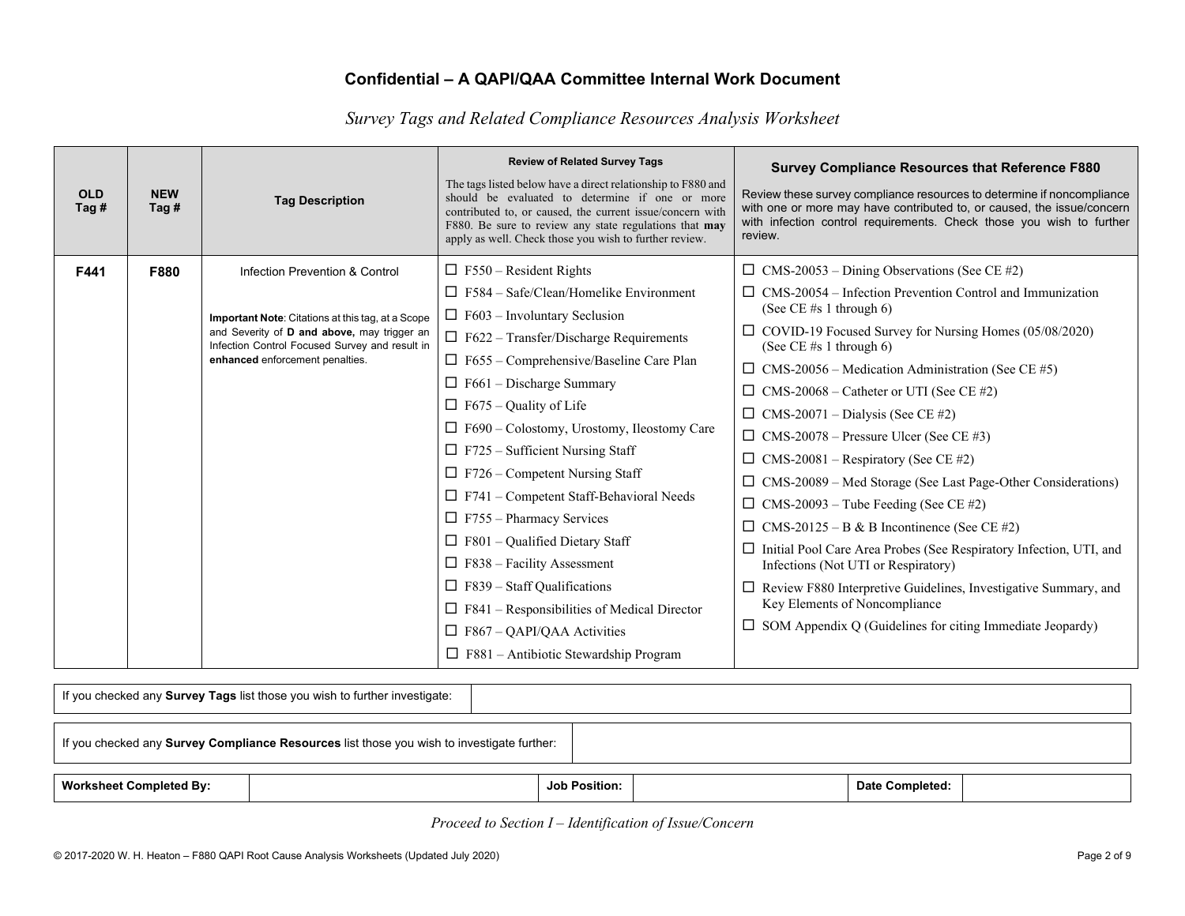## Confidential – A QAPI/QAA Committee Internal Work Document

*Survey Tags and Related Compliance Resources Analysis Worksheet*

| OLD Tag # | NEW Tag # | Tag Description | **Review of Related Survey Tags**<br>The tags listed below have a direct relationship to F880 and should be evaluated to determine if one or more contributed to, or caused, the current issue/concern with F880. Be sure to review any state regulations that **may** apply as well. Check those you wish to further review. | **Survey Compliance Resources that Reference F880**<br>Review these survey compliance resources to determine if noncompliance with one or more may have contributed to, or caused, the issue/concern with infection control requirements. Check those you wish to further review. |
|---|---|---|---|---|
| **F441** | **F880** | Infection Prevention & Control<br><br>**Important Note**: Citations at this tag, at a Scope and Severity of **D and above,** may trigger an Infection Control Focused Survey and result in **enhanced** enforcement penalties. | ☐ F550 – Resident Rights<br>☐ F584 – Safe/Clean/Homelike Environment<br>☐ F603 – Involuntary Seclusion<br>☐ F622 – Transfer/Discharge Requirements<br>☐ F655 – Comprehensive/Baseline Care Plan<br>☐ F661 – Discharge Summary<br>☐ F675 – Quality of Life<br>☐ F690 – Colostomy, Urostomy, Ileostomy Care<br>☐ F725 – Sufficient Nursing Staff<br>☐ F726 – Competent Nursing Staff<br>☐ F741 – Competent Staff-Behavioral Needs<br>☐ F755 – Pharmacy Services<br>☐ F801 – Qualified Dietary Staff<br>☐ F838 – Facility Assessment<br>☐ F839 – Staff Qualifications<br>☐ F841 – Responsibilities of Medical Director<br>☐ F867 – QAPI/QAA Activities<br>☐ F881 – Antibiotic Stewardship Program | ☐ CMS-20053 – Dining Observations (See CE #2)<br>☐ CMS-20054 – Infection Prevention Control and Immunization (See CE #s 1 through 6)<br>☐ COVID-19 Focused Survey for Nursing Homes (05/08/2020) (See CE #s 1 through 6)<br>☐ CMS-20056 – Medication Administration (See CE #5)<br>☐ CMS-20068 – Catheter or UTI (See CE #2)<br>☐ CMS-20071 – Dialysis (See CE #2)<br>☐ CMS-20078 – Pressure Ulcer (See CE #3)<br>☐ CMS-20081 – Respiratory (See CE #2)<br>☐ CMS-20089 – Med Storage (See Last Page-Other Considerations)<br>☐ CMS-20093 – Tube Feeding (See CE #2)<br>☐ CMS-20125 – B & B Incontinence (See CE #2)<br>☐ Initial Pool Care Area Probes (See Respiratory Infection, UTI, and Infections (Not UTI or Respiratory)<br>☐ Review F880 Interpretive Guidelines, Investigative Summary, and Key Elements of Noncompliance<br>☐ SOM Appendix Q (Guidelines for citing Immediate Jeopardy) |

| If you checked any **Survey Tags** list those you wish to further investigate: | |
|---|---|

| If you checked any **Survey Compliance Resources** list those you wish to investigate further: | |
|---|---|

| **Worksheet Completed By:** | | **Job Position:** | | **Date Completed:** | |
|---|---|---|---|---|---|

*Proceed to Section I – Identification of Issue/Concern*

© 2017-2020 W. H. Heaton – F880 QAPI Root Cause Analysis Worksheets (Updated July 2020)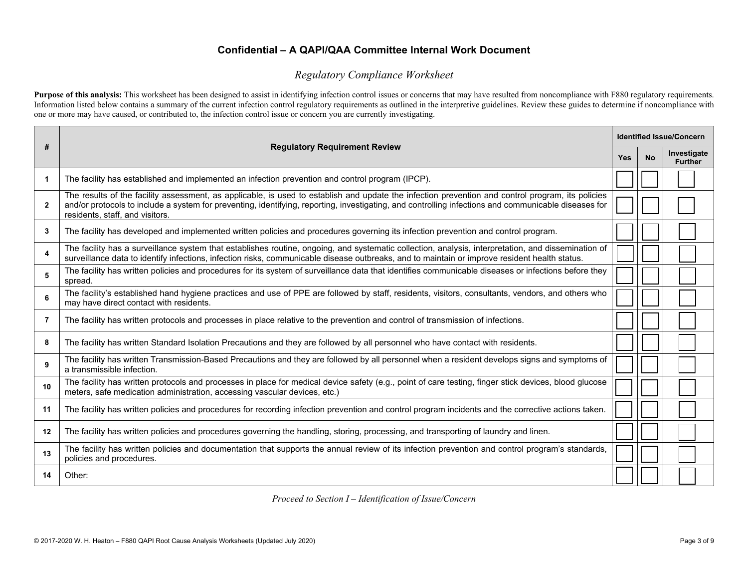## Confidential – A QAPI/QAA Committee Internal Work Document

*Regulatory Compliance Worksheet*

**Purpose of this analysis:** This worksheet has been designed to assist in identifying infection control issues or concerns that may have resulted from noncompliance with F880 regulatory requirements. Information listed below contains a summary of the current infection control regulatory requirements as outlined in the interpretive guidelines. Review these guides to determine if noncompliance with one or more may have caused, or contributed to, the infection control issue or concern you are currently investigating.

| # | Regulatory Requirement Review | Identified Issue/Concern | | |
|---|---|---|---|---|
| | | Yes | No | Investigate Further |
| 1 | The facility has established and implemented an infection prevention and control program (IPCP). | ☐ | ☐ | ☐ |
| 2 | The results of the facility assessment, as applicable, is used to establish and update the infection prevention and control program, its policies and/or protocols to include a system for preventing, identifying, reporting, investigating, and controlling infections and communicable diseases for residents, staff, and visitors. | ☐ | ☐ | ☐ |
| 3 | The facility has developed and implemented written policies and procedures governing its infection prevention and control program. | ☐ | ☐ | ☐ |
| 4 | The facility has a surveillance system that establishes routine, ongoing, and systematic collection, analysis, interpretation, and dissemination of surveillance data to identify infections, infection risks, communicable disease outbreaks, and to maintain or improve resident health status. | ☐ | ☐ | ☐ |
| 5 | The facility has written policies and procedures for its system of surveillance data that identifies communicable diseases or infections before they spread. | ☐ | ☐ | ☐ |
| 6 | The facility's established hand hygiene practices and use of PPE are followed by staff, residents, visitors, consultants, vendors, and others who may have direct contact with residents. | ☐ | ☐ | ☐ |
| 7 | The facility has written protocols and processes in place relative to the prevention and control of transmission of infections. | ☐ | ☐ | ☐ |
| 8 | The facility has written Standard Isolation Precautions and they are followed by all personnel who have contact with residents. | ☐ | ☐ | ☐ |
| 9 | The facility has written Transmission-Based Precautions and they are followed by all personnel when a resident develops signs and symptoms of a transmissible infection. | ☐ | ☐ | ☐ |
| 10 | The facility has written protocols and processes in place for medical device safety (e.g., point of care testing, finger stick devices, blood glucose meters, safe medication administration, accessing vascular devices, etc.) | ☐ | ☐ | ☐ |
| 11 | The facility has written policies and procedures for recording infection prevention and control program incidents and the corrective actions taken. | ☐ | ☐ | ☐ |
| 12 | The facility has written policies and procedures governing the handling, storing, processing, and transporting of laundry and linen. | ☐ | ☐ | ☐ |
| 13 | The facility has written policies and documentation that supports the annual review of its infection prevention and control program's standards, policies and procedures. | ☐ | ☐ | ☐ |
| 14 | Other: | ☐ | ☐ | ☐ |

*Proceed to Section I – Identification of Issue/Concern*

© 2017-2020 W. H. Heaton – F880 QAPI Root Cause Analysis Worksheets (Updated July 2020)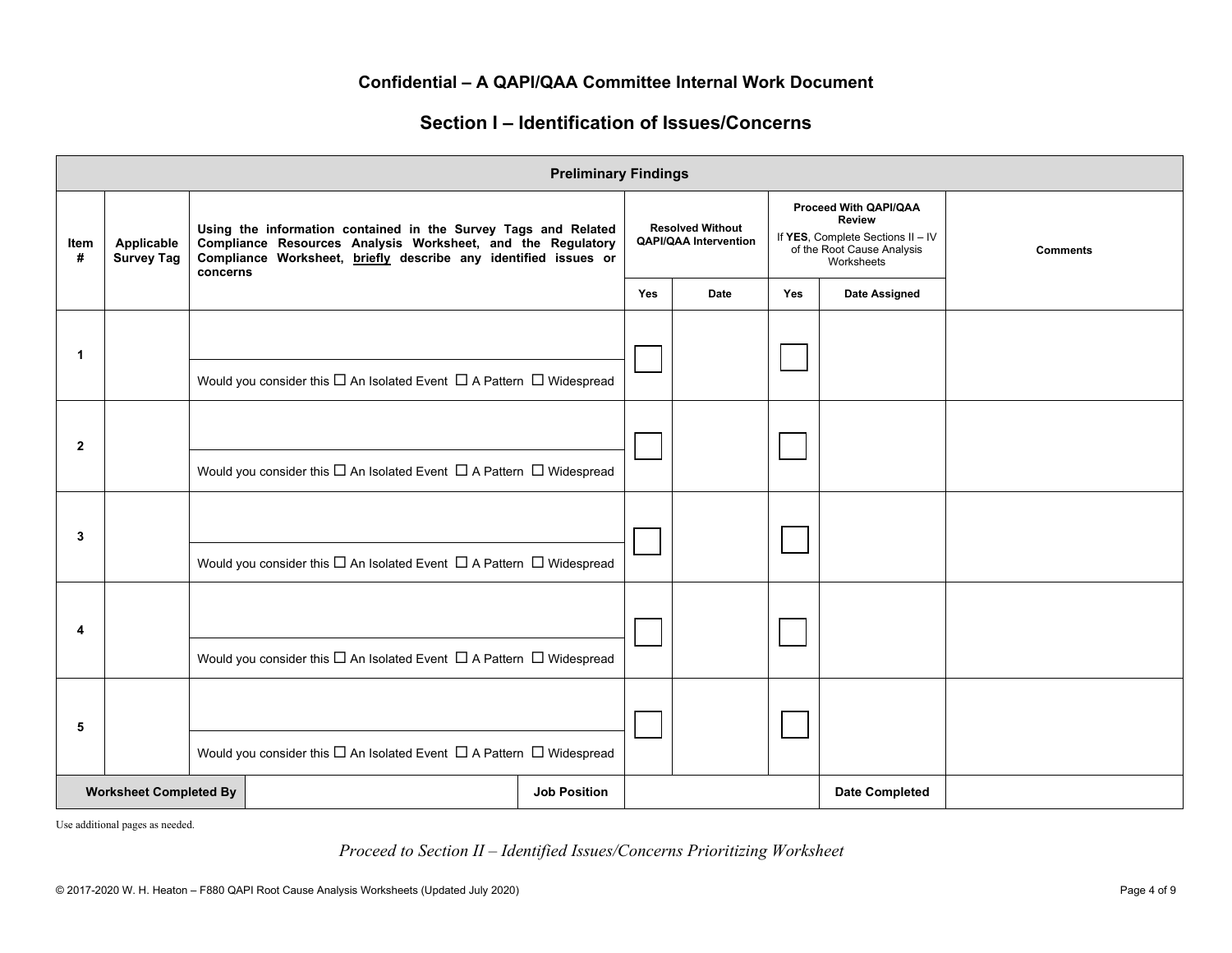**Confidential – A QAPI/QAA Committee Internal Work Document**

## Section I – Identification of Issues/Concerns

| Preliminary Findings | | | | | | | |
|---|---|---|---|---|---|---|---|
| Item # | Applicable Survey Tag | Using the information contained in the Survey Tags and Related Compliance Resources Analysis Worksheet, and the Regulatory Compliance Worksheet, briefly describe any identified issues or concerns | Resolved Without QAPI/QAA Intervention | | Proceed With QAPI/QAA Review<br>If **YES**, Complete Sections II – IV of the Root Cause Analysis Worksheets | | Comments |
| | | | Yes | Date | Yes | Date Assigned | |
| 1 | | <br>Would you consider this ☐ An Isolated Event ☐ A Pattern ☐ Widespread | ☐ | | ☐ | | |
| 2 | | <br>Would you consider this ☐ An Isolated Event ☐ A Pattern ☐ Widespread | ☐ | | ☐ | | |
| 3 | | <br>Would you consider this ☐ An Isolated Event ☐ A Pattern ☐ Widespread | ☐ | | ☐ | | |
| 4 | | <br>Would you consider this ☐ An Isolated Event ☐ A Pattern ☐ Widespread | ☐ | | ☐ | | |
| 5 | | <br>Would you consider this ☐ An Isolated Event ☐ A Pattern ☐ Widespread | ☐ | | ☐ | | |
| **Worksheet Completed By** | | | **Job Position** | | | **Date Completed** | |

Use additional pages as needed.

*Proceed to Section II – Identified Issues/Concerns Prioritizing Worksheet*

© 2017-2020 W. H. Heaton – F880 QAPI Root Cause Analysis Worksheets (Updated July 2020)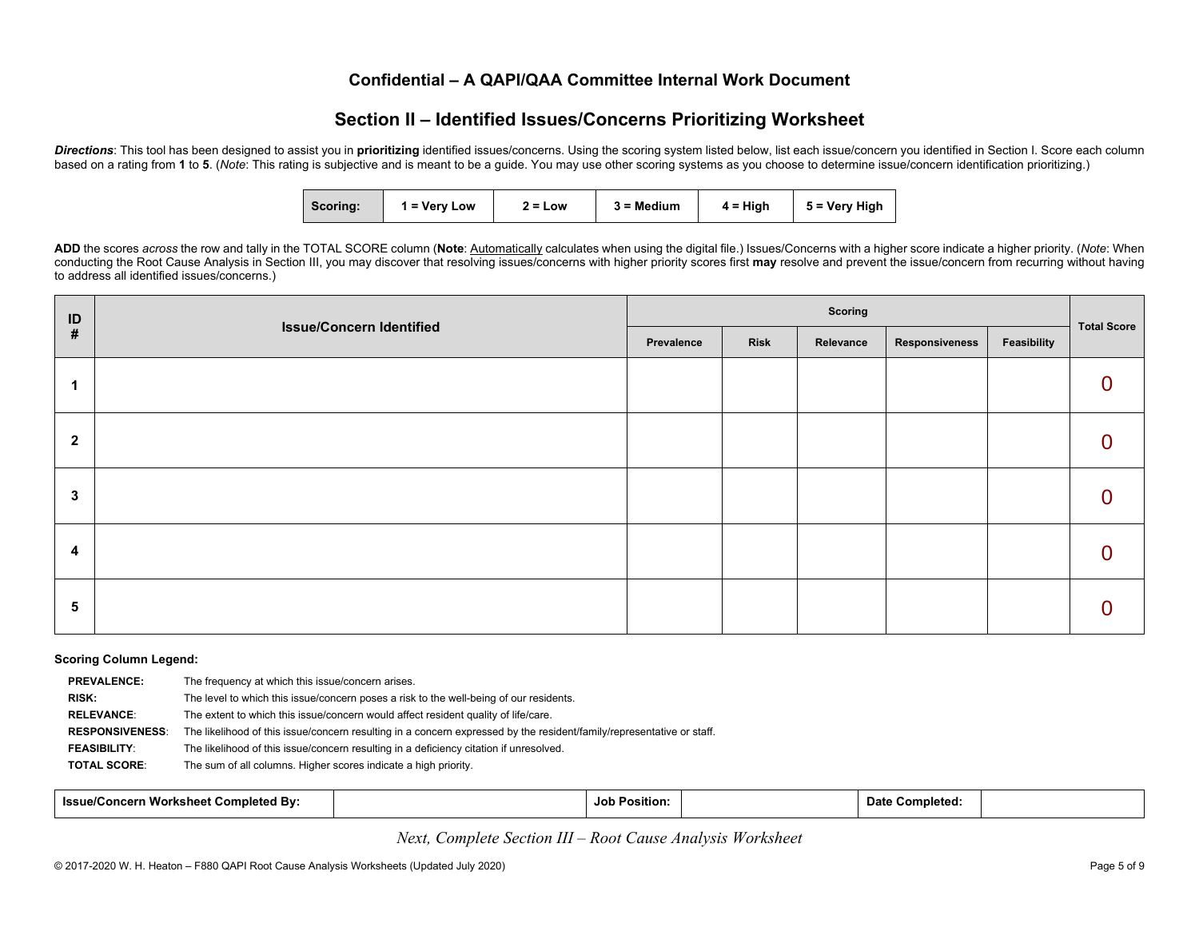# Confidential – A QAPI/QAA Committee Internal Work Document

## Section II – Identified Issues/Concerns Prioritizing Worksheet

***Directions***: This tool has been designed to assist you in **prioritizing** identified issues/concerns. Using the scoring system listed below, list each issue/concern you identified in Section I. Score each column based on a rating from **1** to **5**. (*Note*: This rating is subjective and is meant to be a guide. You may use other scoring systems as you choose to determine issue/concern identification prioritizing.)

| **Scoring:** | **1 = Very Low** | **2 = Low** | **3 = Medium** | **4 = High** | **5 = Very High** |
|---|---|---|---|---|---|

**ADD** the scores *across* the row and tally in the TOTAL SCORE column (**Note**: Automatically calculates when using the digital file.) Issues/Concerns with a higher score indicate a higher priority. (*Note*: When conducting the Root Cause Analysis in Section III, you may discover that resolving issues/concerns with higher priority scores first **may** resolve and prevent the issue/concern from recurring without having to address all identified issues/concerns.)

| ID # | Issue/Concern Identified | Scoring | | | | | Total Score |
|---|---|---|---|---|---|---|---|
| | | Prevalence | Risk | Relevance | Responsiveness | Feasibility | |
| 1 | | | | | | | 0 |
| 2 | | | | | | | 0 |
| 3 | | | | | | | 0 |
| 4 | | | | | | | 0 |
| 5 | | | | | | | 0 |

**Scoring Column Legend:**

- **PREVALENCE:** The frequency at which this issue/concern arises.
- **RISK:** The level to which this issue/concern poses a risk to the well-being of our residents.
- **RELEVANCE**: The extent to which this issue/concern would affect resident quality of life/care.
- **RESPONSIVENESS**: The likelihood of this issue/concern resulting in a concern expressed by the resident/family/representative or staff.
- **FEASIBILITY**: The likelihood of this issue/concern resulting in a deficiency citation if unresolved.
- **TOTAL SCORE**: The sum of all columns. Higher scores indicate a high priority.

| **Issue/Concern Worksheet Completed By:** | | **Job Position:** | | **Date Completed:** | |
|---|---|---|---|---|---|

*Next, Complete Section III – Root Cause Analysis Worksheet*

© 2017-2020 W. H. Heaton – F880 QAPI Root Cause Analysis Worksheets (Updated July 2020)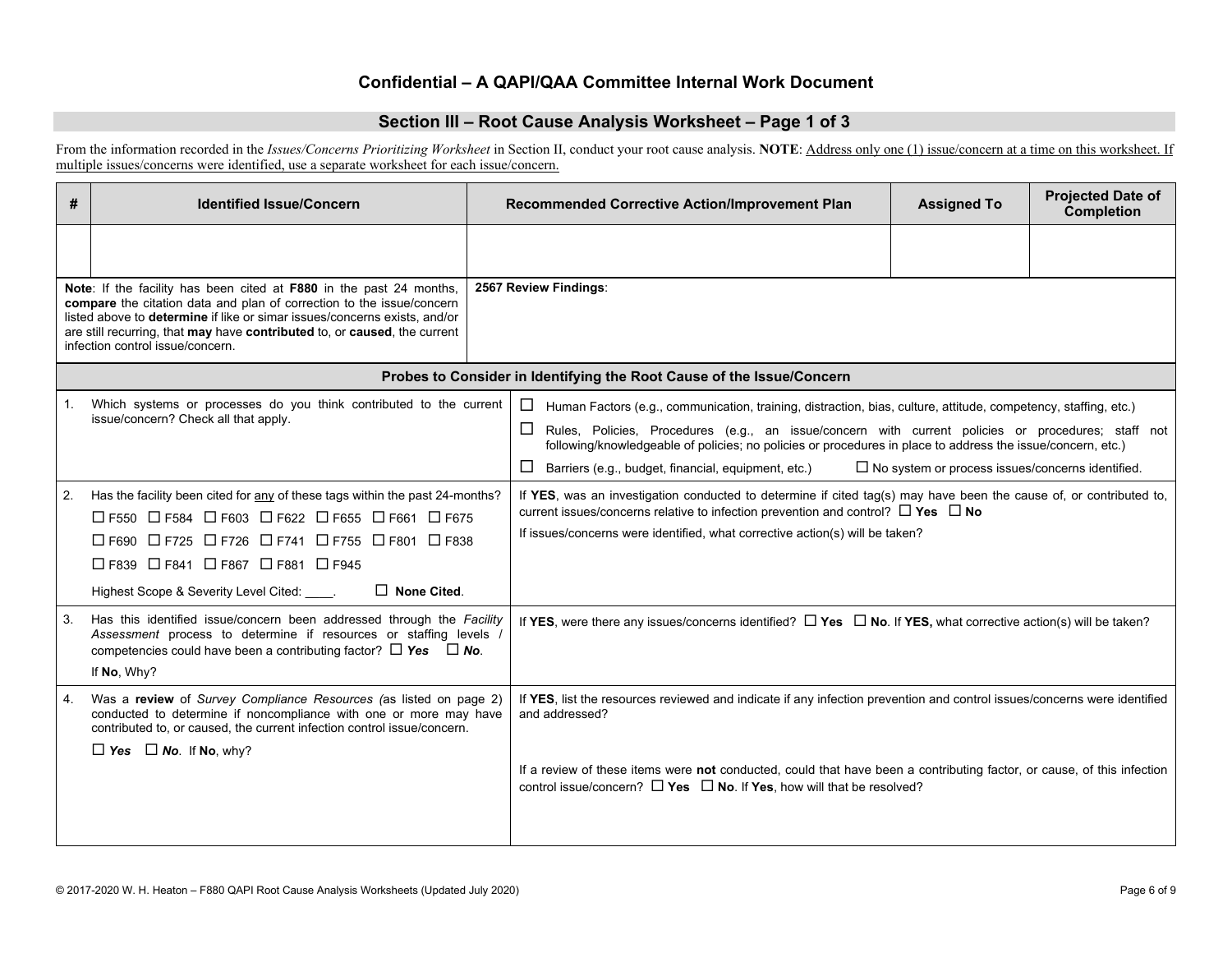## Confidential – A QAPI/QAA Committee Internal Work Document

## Section III – Root Cause Analysis Worksheet – Page 1 of 3

From the information recorded in the *Issues/Concerns Prioritizing Worksheet* in Section II, conduct your root cause analysis. **NOTE**: Address only one (1) issue/concern at a time on this worksheet. If multiple issues/concerns were identified, use a separate worksheet for each issue/concern.

| # | Identified Issue/Concern | Recommended Corrective Action/Improvement Plan | Assigned To | Projected Date of Completion |
|---|---|---|---|---|
| | | | | |
| **Note**: If the facility has been cited at **F880** in the past 24 months, **compare** the citation data and plan of correction to the issue/concern listed above to **determine** if like or simar issues/concerns exists, and/or are still recurring, that **may** have **contributed** to, or **caused**, the current infection control issue/concern. | | **2567 Review Findings**: | | |

**Probes to Consider in Identifying the Root Cause of the Issue/Concern**

| # | Probe | Response |
|---|---|---|
| 1. | Which systems or processes do you think contributed to the current issue/concern? Check all that apply. | ☐ Human Factors (e.g., communication, training, distraction, bias, culture, attitude, competency, staffing, etc.)<br>☐ Rules, Policies, Procedures (e.g., an issue/concern with current policies or procedures; staff not following/knowledgeable of policies; no policies or procedures in place to address the issue/concern, etc.)<br>☐ Barriers (e.g., budget, financial, equipment, etc.) ☐ No system or process issues/concerns identified. |
| 2. | Has the facility been cited for any of these tags within the past 24-months?<br>☐ F550 ☐ F584 ☐ F603 ☐ F622 ☐ F655 ☐ F661 ☐ F675<br>☐ F690 ☐ F725 ☐ F726 ☐ F741 ☐ F755 ☐ F801 ☐ F838<br>☐ F839 ☐ F841 ☐ F867 ☐ F881 ☐ F945<br>Highest Scope & Severity Level Cited: ____. ☐ **None Cited**. | If **YES**, was an investigation conducted to determine if cited tag(s) may have been the cause of, or contributed to, current issues/concerns relative to infection prevention and control? ☐ **Yes** ☐ **No**<br>If issues/concerns were identified, what corrective action(s) will be taken? |
| 3. | Has this identified issue/concern been addressed through the *Facility Assessment* process to determine if resources or staffing levels / competencies could have been a contributing factor? ☐ ***Yes*** ☐ ***No***.<br>If **No**, Why? | If **YES**, were there any issues/concerns identified? ☐ **Yes** ☐ **No**. If **YES,** what corrective action(s) will be taken? |
| 4. | Was a **review** of *Survey Compliance Resources (*as listed on page 2) conducted to determine if noncompliance with one or more may have contributed to, or caused, the current infection control issue/concern.<br>☐ ***Yes*** ☐ ***No***. If **No**, why? | If **YES**, list the resources reviewed and indicate if any infection prevention and control issues/concerns were identified and addressed?<br><br>If a review of these items were **not** conducted, could that have been a contributing factor, or cause, of this infection control issue/concern? ☐ **Yes** ☐ **No**. If **Yes**, how will that be resolved? |

© 2017-2020 W. H. Heaton – F880 QAPI Root Cause Analysis Worksheets (Updated July 2020)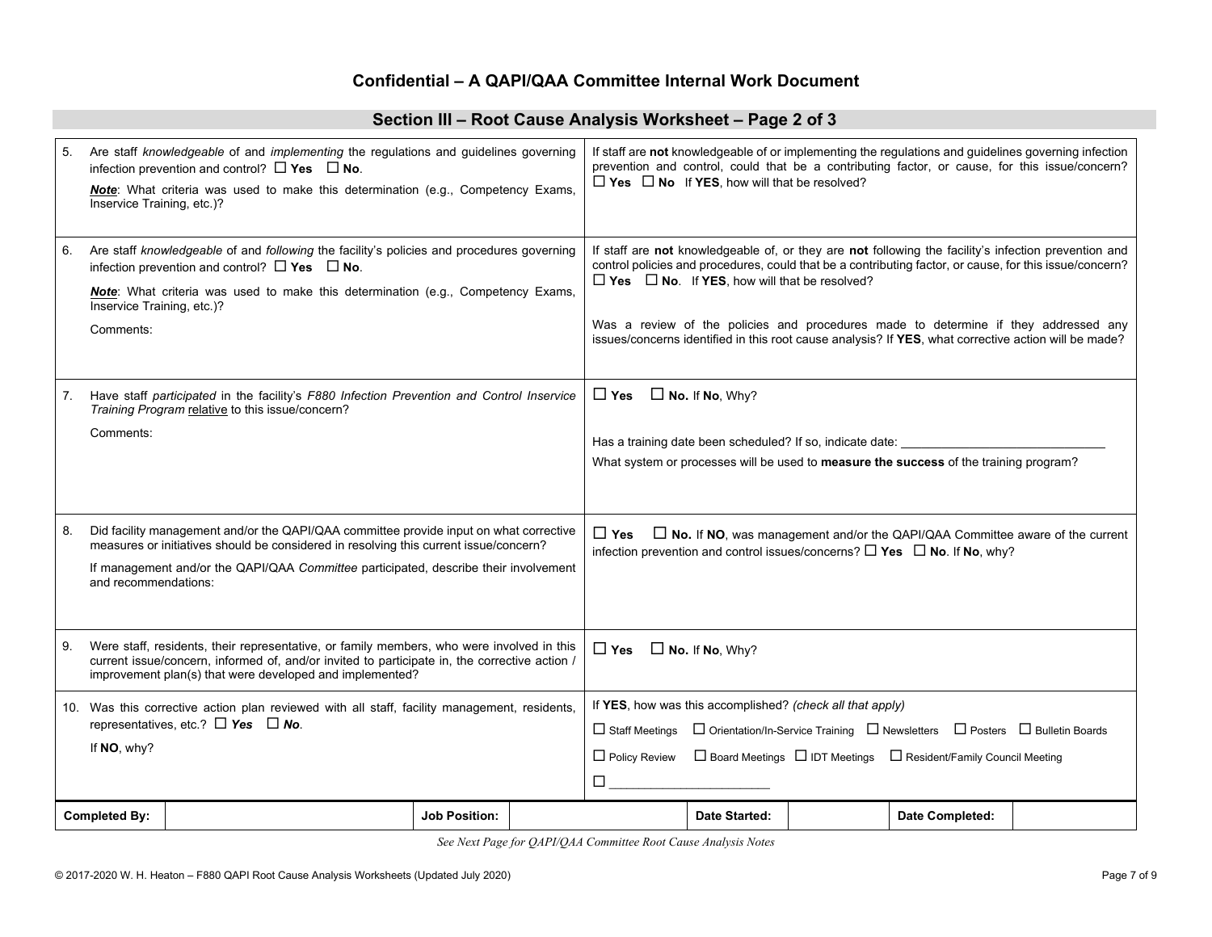## Confidential – A QAPI/QAA Committee Internal Work Document

## Section III – Root Cause Analysis Worksheet – Page 2 of 3

| | |
|---|---|
| 5. Are staff *knowledgeable* of and *implementing* the regulations and guidelines governing infection prevention and control? ☐ **Yes** ☐ **No**.<br>***Note***: What criteria was used to make this determination (e.g., Competency Exams, Inservice Training, etc.)? | If staff are **not** knowledgeable of or implementing the regulations and guidelines governing infection prevention and control, could that be a contributing factor, or cause, for this issue/concern? ☐ **Yes** ☐ **No** If **YES**, how will that be resolved? |
| 6. Are staff *knowledgeable* of and *following* the facility's policies and procedures governing infection prevention and control? ☐ **Yes** ☐ **No**.<br>***Note***: What criteria was used to make this determination (e.g., Competency Exams, Inservice Training, etc.)?<br>Comments: | If staff are **not** knowledgeable of, or they are **not** following the facility's infection prevention and control policies and procedures, could that be a contributing factor, or cause, for this issue/concern? ☐ **Yes** ☐ **No**. If **YES**, how will that be resolved?<br>Was a review of the policies and procedures made to determine if they addressed any issues/concerns identified in this root cause analysis? If **YES**, what corrective action will be made? |
| 7. Have staff *participated* in the facility's *F880 Infection Prevention and Control Inservice Training Program* relative to this issue/concern?<br>Comments: | ☐ **Yes** ☐ **No.** If **No**, Why?<br>Has a training date been scheduled? If so, indicate date: ____________________<br>What system or processes will be used to **measure the success** of the training program? |
| 8. Did facility management and/or the QAPI/QAA committee provide input on what corrective measures or initiatives should be considered in resolving this current issue/concern?<br>If management and/or the QAPI/QAA *Committee* participated, describe their involvement and recommendations: | ☐ **Yes** ☐ **No.** If **NO**, was management and/or the QAPI/QAA Committee aware of the current infection prevention and control issues/concerns? ☐ **Yes** ☐ **No**. If **No**, why? |
| 9. Were staff, residents, their representative, or family members, who were involved in this current issue/concern, informed of, and/or invited to participate in, the corrective action / improvement plan(s) that were developed and implemented? | ☐ **Yes** ☐ **No.** If **No**, Why? |
| 10. Was this corrective action plan reviewed with all staff, facility management, residents, representatives, etc.? ☐ ***Yes*** ☐ ***No***.<br>If **NO**, why? | If **YES**, how was this accomplished? *(check all that apply)*<br>☐ Staff Meetings ☐ Orientation/In-Service Training ☐ Newsletters ☐ Posters ☐ Bulletin Boards<br>☐ Policy Review ☐ Board Meetings ☐ IDT Meetings ☐ Resident/Family Council Meeting<br>☐ ____________________ |

| **Completed By:** | | **Job Position:** | | **Date Started:** | | **Date Completed:** | |
|---|---|---|---|---|---|---|---|

*See Next Page for QAPI/QAA Committee Root Cause Analysis Notes*

© 2017-2020 W. H. Heaton – F880 QAPI Root Cause Analysis Worksheets (Updated July 2020)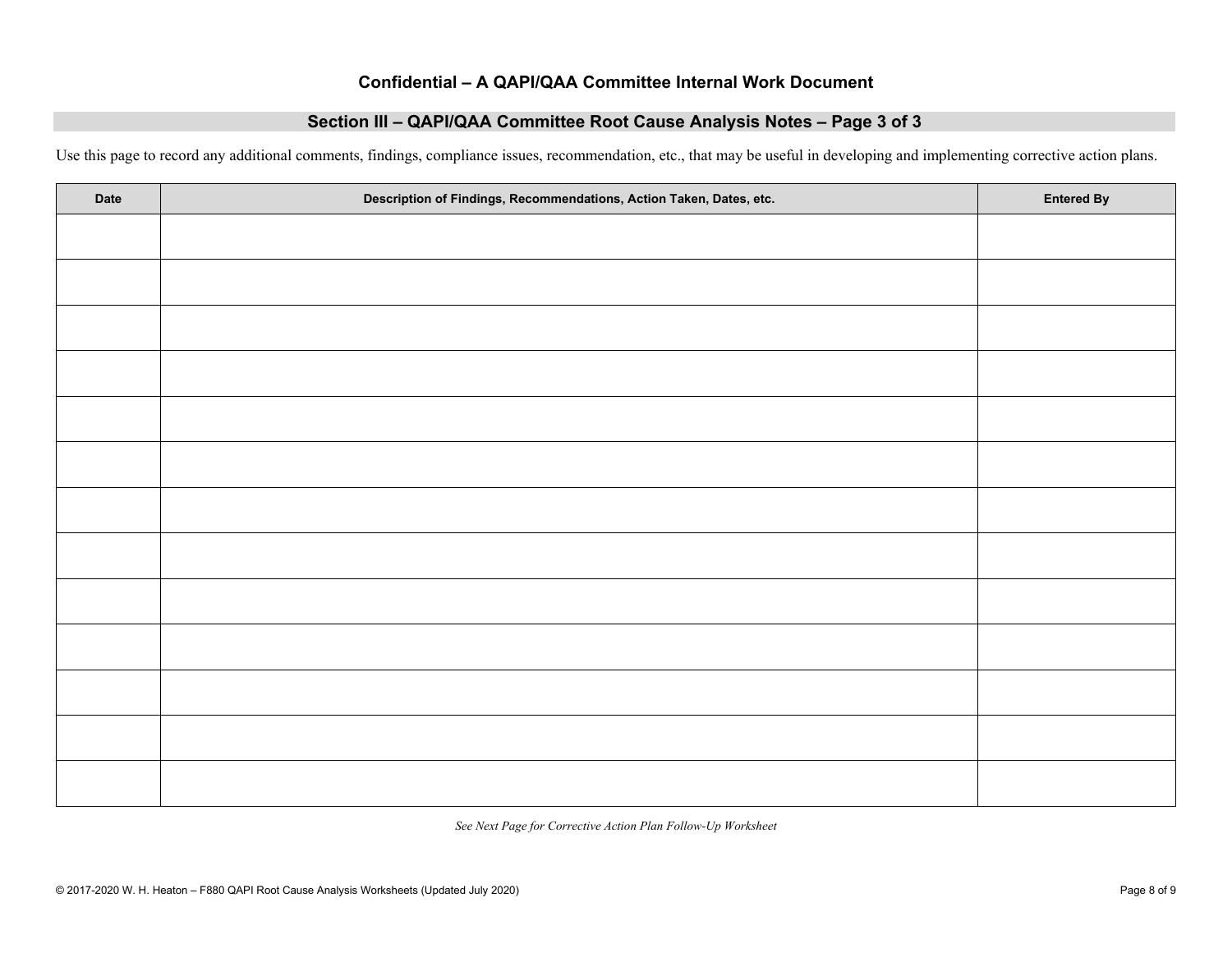**Confidential – A QAPI/QAA Committee Internal Work Document**

## Section III – QAPI/QAA Committee Root Cause Analysis Notes – Page 3 of 3

Use this page to record any additional comments, findings, compliance issues, recommendation, etc., that may be useful in developing and implementing corrective action plans.

| Date | Description of Findings, Recommendations, Action Taken, Dates, etc. | Entered By |
|---|---|---|
| | | |
| | | |
| | | |
| | | |
| | | |
| | | |
| | | |
| | | |
| | | |
| | | |
| | | |
| | | |
| | | |

*See Next Page for Corrective Action Plan Follow-Up Worksheet*

© 2017-2020 W. H. Heaton – F880 QAPI Root Cause Analysis Worksheets (Updated July 2020)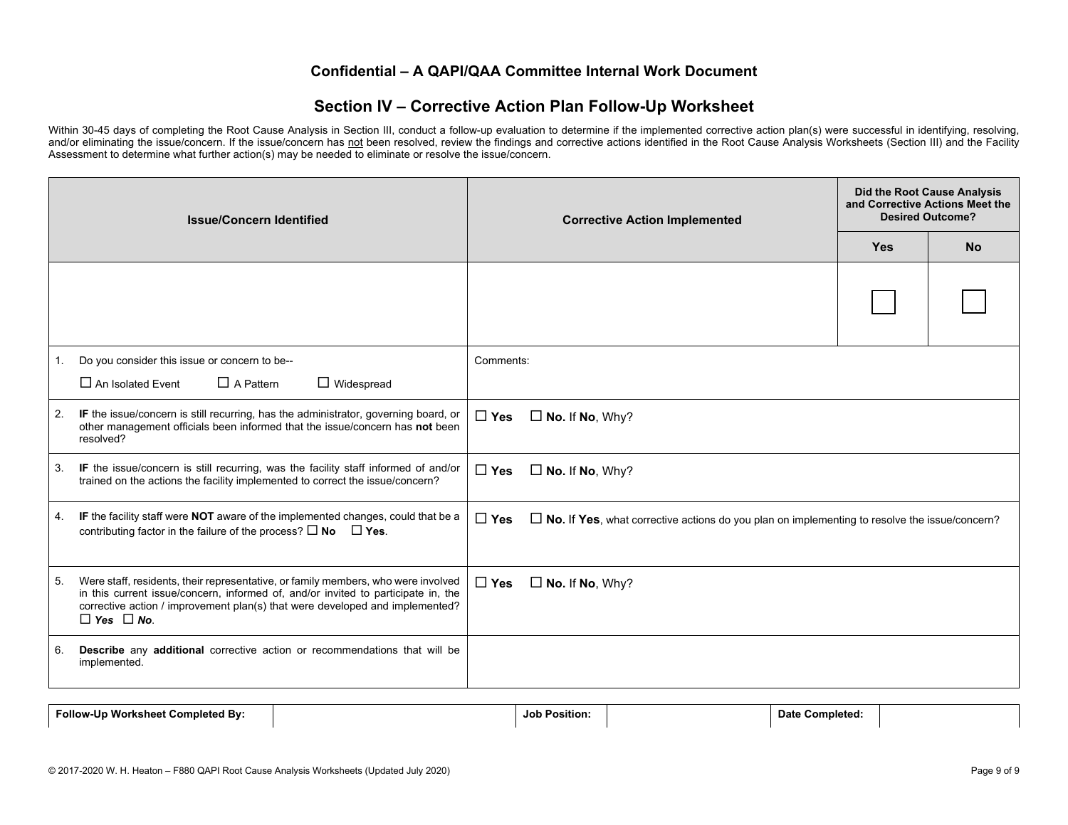**Confidential – A QAPI/QAA Committee Internal Work Document**

# Section IV – Corrective Action Plan Follow-Up Worksheet

Within 30-45 days of completing the Root Cause Analysis in Section III, conduct a follow-up evaluation to determine if the implemented corrective action plan(s) were successful in identifying, resolving, and/or eliminating the issue/concern. If the issue/concern has not been resolved, review the findings and corrective actions identified in the Root Cause Analysis Worksheets (Section III) and the Facility Assessment to determine what further action(s) may be needed to eliminate or resolve the issue/concern.

| Issue/Concern Identified | Corrective Action Implemented | Did the Root Cause Analysis and Corrective Actions Meet the Desired Outcome? | |
|---|---|---|---|
| | | Yes | No |
| | | ☐ | ☐ |

| | |
|---|---|
| 1. Do you consider this issue or concern to be-- ☐ An Isolated Event ☐ A Pattern ☐ Widespread | Comments: |
| 2. **IF** the issue/concern is still recurring, has the administrator, governing board, or other management officials been informed that the issue/concern has **not** been resolved? | ☐ **Yes** ☐ **No.** If **No**, Why? |
| 3. **IF** the issue/concern is still recurring, was the facility staff informed of and/or trained on the actions the facility implemented to correct the issue/concern? | ☐ **Yes** ☐ **No.** If **No**, Why? |
| 4. **IF** the facility staff were **NOT** aware of the implemented changes, could that be a contributing factor in the failure of the process? ☐ **No** ☐ **Yes**. | ☐ **Yes** ☐ **No.** If **Yes**, what corrective actions do you plan on implementing to resolve the issue/concern? |
| 5. Were staff, residents, their representative, or family members, who were involved in this current issue/concern, informed of, and/or invited to participate in, the corrective action / improvement plan(s) that were developed and implemented? ☐ ***Yes*** ☐ ***No***. | ☐ **Yes** ☐ **No.** If **No**, Why? |
| 6. **Describe** any **additional** corrective action or recommendations that will be implemented. | |

| Follow-Up Worksheet Completed By: | | Job Position: | | Date Completed: | |
|---|---|---|---|---|---|

© 2017-2020 W. H. Heaton – F880 QAPI Root Cause Analysis Worksheets (Updated July 2020)